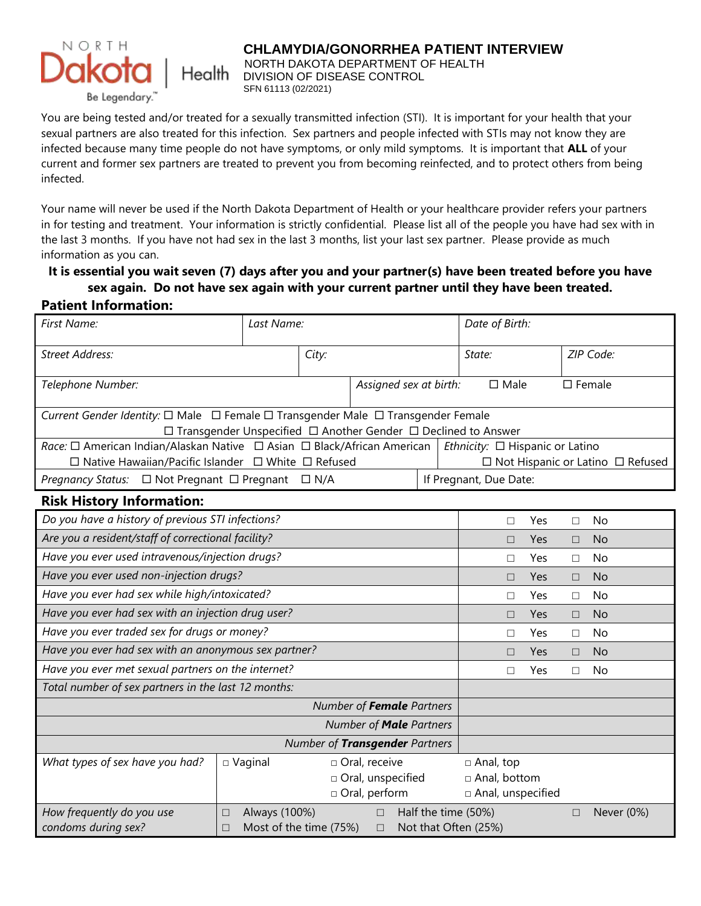North Dakota | Health — Be Legendary.

# CHLAMYDIA/GONORRHEA PATIENT INTERVIEW

NORTH DAKOTA DEPARTMENT OF HEALTH
DIVISION OF DISEASE CONTROL
SFN 61113 (02/2021)

You are being tested and/or treated for a sexually transmitted infection (STI). It is important for your health that your sexual partners are also treated for this infection. Sex partners and people infected with STIs may not know they are infected because many time people do not have symptoms, or only mild symptoms. It is important that **ALL** of your current and former sex partners are treated to prevent you from becoming reinfected, and to protect others from being infected.

Your name will never be used if the North Dakota Department of Health or your healthcare provider refers your partners in for testing and treatment. Your information is strictly confidential. Please list all of the people you have had sex with in the last 3 months. If you have not had sex in the last 3 months, list your last sex partner. Please provide as much information as you can.

**It is essential you wait seven (7) days after you and your partner(s) have been treated before you have sex again. Do not have sex again with your current partner until they have been treated.**

## Patient Information:

| *First Name:* | *Last Name:* | *Date of Birth:* | |
|---|---|---|---|
| *Street Address:* | *City:* | *State:* | *ZIP Code:* |
| *Telephone Number:* | *Assigned sex at birth:* | ☐ Male | ☐ Female |

*Current Gender Identity:* ☐ Male ☐ Female ☐ Transgender Male ☐ Transgender Female ☐ Transgender Unspecified ☐ Another Gender ☐ Declined to Answer

| *Race:* ☐ American Indian/Alaskan Native ☐ Asian ☐ Black/African American ☐ Native Hawaiian/Pacific Islander ☐ White ☐ Refused | *Ethnicity:* ☐ Hispanic or Latino ☐ Not Hispanic or Latino ☐ Refused |
|---|---|
| *Pregnancy Status:* ☐ Not Pregnant ☐ Pregnant ☐ N/A | If Pregnant, Due Date: |

## Risk History Information:

| Question | Response |
|---|---|
| *Do you have a history of previous STI infections?* | ☐ Yes ☐ No |
| *Are you a resident/staff of correctional facility?* | ☐ Yes ☐ No |
| *Have you ever used intravenous/injection drugs?* | ☐ Yes ☐ No |
| *Have you ever used non-injection drugs?* | ☐ Yes ☐ No |
| *Have you ever had sex while high/intoxicated?* | ☐ Yes ☐ No |
| *Have you ever had sex with an injection drug user?* | ☐ Yes ☐ No |
| *Have you ever traded sex for drugs or money?* | ☐ Yes ☐ No |
| *Have you ever had sex with an anonymous sex partner?* | ☐ Yes ☐ No |
| *Have you ever met sexual partners on the internet?* | ☐ Yes ☐ No |
| *Total number of sex partners in the last 12 months:* | |
| *Number of **Female** Partners* | |
| *Number of **Male** Partners* | |
| *Number of **Transgender** Partners* | |

| | | | |
|---|---|---|---|
| *What types of sex have you had?* | ☐ Vaginal | ☐ Oral, receive<br>☐ Oral, unspecified<br>☐ Oral, perform | ☐ Anal, top<br>☐ Anal, bottom<br>☐ Anal, unspecified |
| *How frequently do you use condoms during sex?* | ☐ Always (100%)<br>☐ Most of the time (75%) | ☐ Half the time (50%)<br>☐ Not that Often (25%) | ☐ Never (0%) |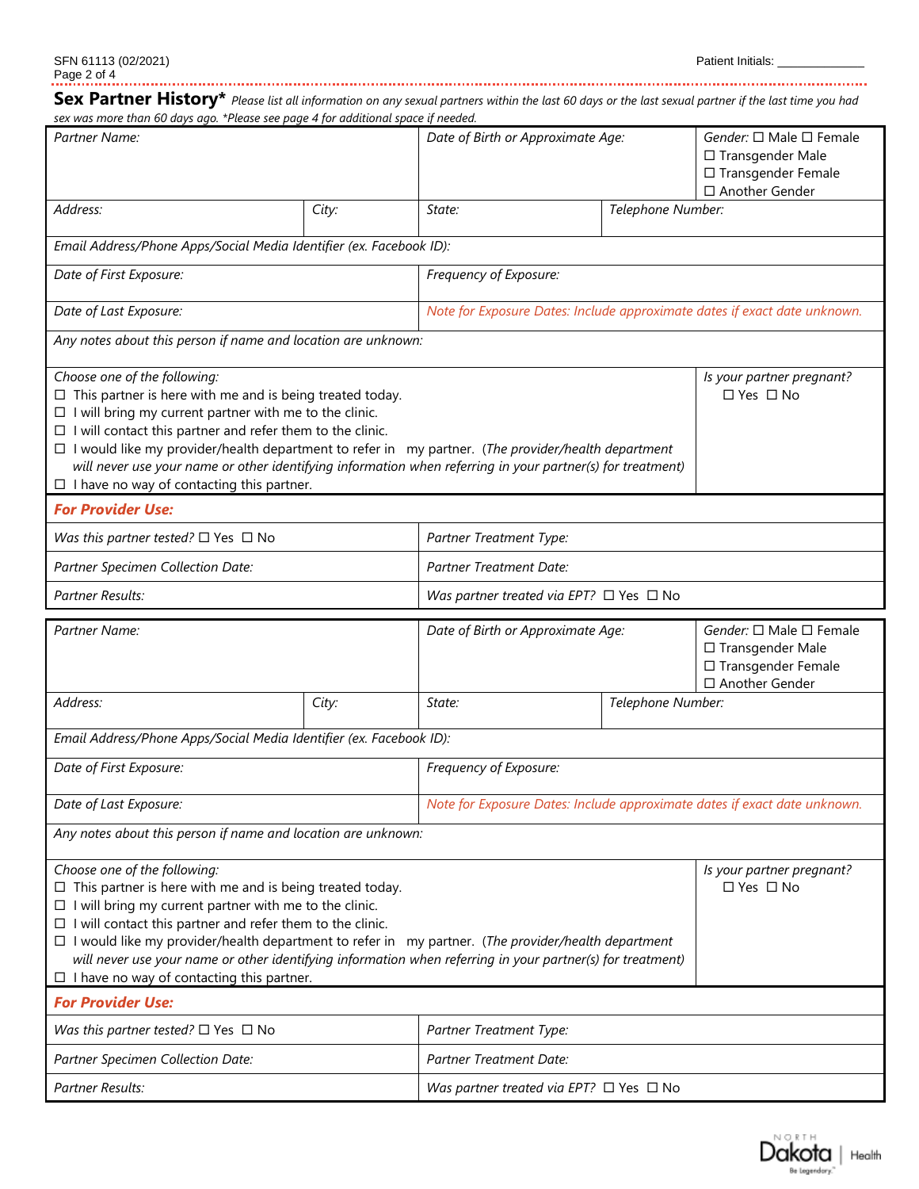**Sex Partner History*** *Please list all information on any sexual partners within the last 60 days or the last sexual partner if the last time you had sex was more than 60 days ago. *Please see page 4 for additional space if needed.*

| | | | | |
|---|---|---|---|---|
| *Partner Name:* | | *Date of Birth or Approximate Age:* | | *Gender:* ☐ Male ☐ Female<br>☐ Transgender Male<br>☐ Transgender Female<br>☐ Another Gender |
| *Address:* | *City:* | *State:* | *Telephone Number:* | |
| *Email Address/Phone Apps/Social Media Identifier (ex. Facebook ID):* | | | | |
| *Date of First Exposure:* | | *Frequency of Exposure:* | | |
| *Date of Last Exposure:* | | *Note for Exposure Dates: Include approximate dates if exact date unknown.* | | |
| *Any notes about this person if name and location are unknown:* | | | | |
| *Choose one of the following:*<br>☐ This partner is here with me and is being treated today.<br>☐ I will bring my current partner with me to the clinic.<br>☐ I will contact this partner and refer them to the clinic.<br>☐ I would like my provider/health department to refer in my partner. (*The provider/health department will never use your name or other identifying information when referring in your partner(s) for treatment)*<br>☐ I have no way of contacting this partner. | | | | *Is your partner pregnant?*<br>☐ Yes ☐ No |
| ***For Provider Use:*** | | | | |
| *Was this partner tested?* ☐ Yes ☐ No | | *Partner Treatment Type:* | | |
| *Partner Specimen Collection Date:* | | *Partner Treatment Date:* | | |
| *Partner Results:* | | *Was partner treated via EPT?* ☐ Yes ☐ No | | |

| | | | | |
|---|---|---|---|---|
| *Partner Name:* | | *Date of Birth or Approximate Age:* | | *Gender:* ☐ Male ☐ Female<br>☐ Transgender Male<br>☐ Transgender Female<br>☐ Another Gender |
| *Address:* | *City:* | *State:* | *Telephone Number:* | |
| *Email Address/Phone Apps/Social Media Identifier (ex. Facebook ID):* | | | | |
| *Date of First Exposure:* | | *Frequency of Exposure:* | | |
| *Date of Last Exposure:* | | *Note for Exposure Dates: Include approximate dates if exact date unknown.* | | |
| *Any notes about this person if name and location are unknown:* | | | | |
| *Choose one of the following:*<br>☐ This partner is here with me and is being treated today.<br>☐ I will bring my current partner with me to the clinic.<br>☐ I will contact this partner and refer them to the clinic.<br>☐ I would like my provider/health department to refer in my partner. (*The provider/health department will never use your name or other identifying information when referring in your partner(s) for treatment)*<br>☐ I have no way of contacting this partner. | | | | *Is your partner pregnant?*<br>☐ Yes ☐ No |
| ***For Provider Use:*** | | | | |
| *Was this partner tested?* ☐ Yes ☐ No | | *Partner Treatment Type:* | | |
| *Partner Specimen Collection Date:* | | *Partner Treatment Date:* | | |
| *Partner Results:* | | *Was partner treated via EPT?* ☐ Yes ☐ No | | |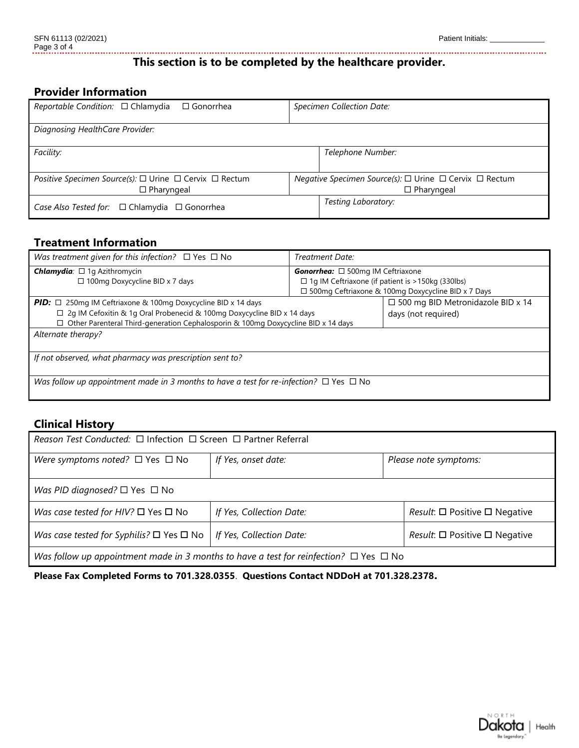Patient Initials: _____________

**This section is to be completed by the healthcare provider.**

## Provider Information

| | |
|---|---|
| *Reportable Condition:* ☐ Chlamydia ☐ Gonorrhea | *Specimen Collection Date:* |
| *Diagnosing HealthCare Provider:* | |
| *Facility:* | *Telephone Number:* |
| *Positive Specimen Source(s):* ☐ Urine ☐ Cervix ☐ Rectum ☐ Pharyngeal | *Negative Specimen Source(s):* ☐ Urine ☐ Cervix ☐ Rectum ☐ Pharyngeal |
| *Case Also Tested for:* ☐ Chlamydia ☐ Gonorrhea | *Testing Laboratory:* |

## Treatment Information

| | |
|---|---|
| *Was treatment given for this infection?* ☐ Yes ☐ No | *Treatment Date:* |
| ***Chlamydia**:* ☐ 1g Azithromycin<br>☐ 100mg Doxycycline BID x 7 days | ***Gonorrhea:*** ☐ 500mg IM Ceftriaxone<br>☐ 1g IM Ceftriaxone (if patient is >150kg (330lbs)<br>☐ 500mg Ceftriaxone & 100mg Doxycycline BID x 7 Days |
| ***PID:*** ☐ 250mg IM Ceftriaxone & 100mg Doxycycline BID x 14 days<br>☐ 2g IM Cefoxitin & 1g Oral Probenecid & 100mg Doxycycline BID x 14 days<br>☐ Other Parenteral Third-generation Cephalosporin & 100mg Doxycycline BID x 14 days | ☐ 500 mg BID Metronidazole BID x 14 days (not required) |
| *Alternate therapy?* | |
| *If not observed, what pharmacy was prescription sent to?* | |
| *Was follow up appointment made in 3 months to have a test for re-infection?* ☐ Yes ☐ No | |

## Clinical History

| | | |
|---|---|---|
| *Reason Test Conducted:* ☐ Infection ☐ Screen ☐ Partner Referral | | |
| *Were symptoms noted?* ☐ Yes ☐ No | *If Yes, onset date:* | *Please note symptoms:* |
| *Was PID diagnosed?* ☐ Yes ☐ No | | |
| *Was case tested for HIV?* ☐ Yes ☐ No | *If Yes, Collection Date:* | *Result:* ☐ Positive ☐ Negative |
| *Was case tested for Syphilis?* ☐ Yes ☐ No | *If Yes, Collection Date:* | *Result:* ☐ Positive ☐ Negative |
| *Was follow up appointment made in 3 months to have a test for reinfection?* ☐ Yes ☐ No | | |

**Please Fax Completed Forms to 701.328.0355. Questions Contact NDDoH at 701.328.2378.**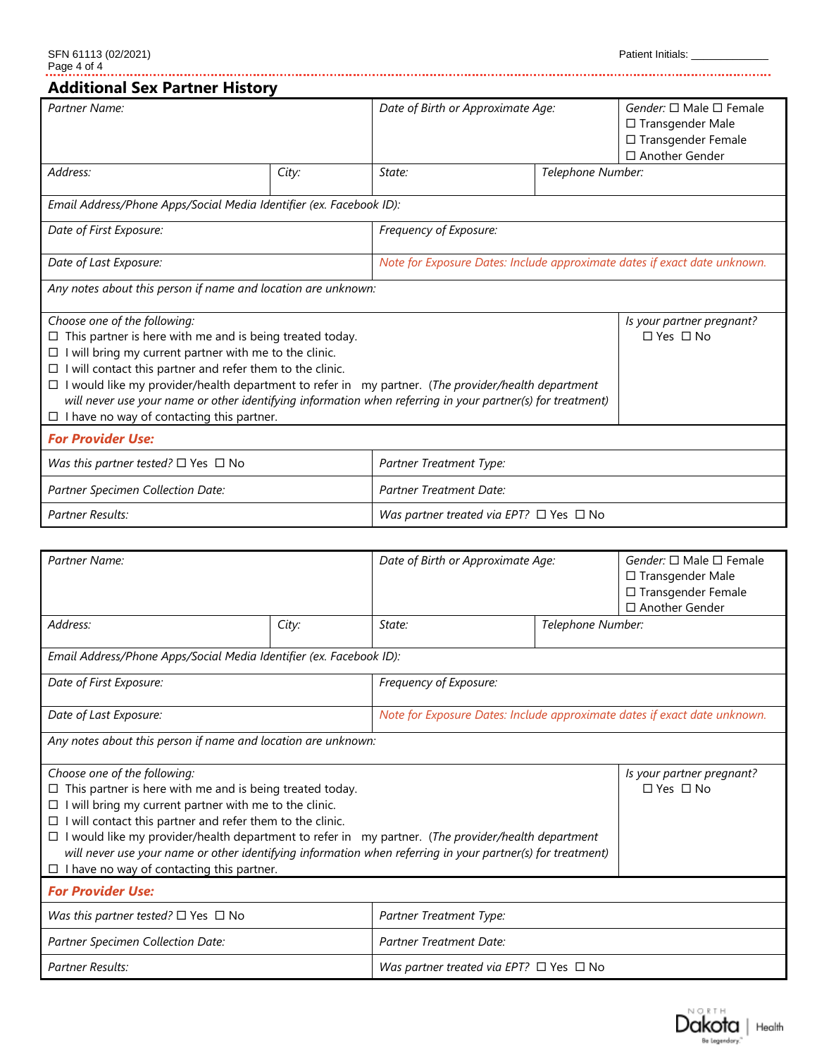Patient Initials: _____________

## Additional Sex Partner History

| | | | | |
|---|---|---|---|---|
| *Partner Name:* | | *Date of Birth or Approximate Age:* | | *Gender:* ☐ Male ☐ Female ☐ Transgender Male ☐ Transgender Female ☐ Another Gender |
| *Address:* | *City:* | *State:* | *Telephone Number:* | |
| *Email Address/Phone Apps/Social Media Identifier (ex. Facebook ID):* | | | | |
| *Date of First Exposure:* | | *Frequency of Exposure:* | | |
| *Date of Last Exposure:* | | *Note for Exposure Dates: Include approximate dates if exact date unknown.* | | |
| *Any notes about this person if name and location are unknown:* | | | | |
| *Choose one of the following:*<br>☐ This partner is here with me and is being treated today.<br>☐ I will bring my current partner with me to the clinic.<br>☐ I will contact this partner and refer them to the clinic.<br>☐ I would like my provider/health department to refer in my partner. (*The provider/health department will never use your name or other identifying information when referring in your partner(s) for treatment)*<br>☐ I have no way of contacting this partner. | | | | *Is your partner pregnant?* ☐ Yes ☐ No |
| ***For Provider Use:*** | | | | |
| *Was this partner tested?* ☐ Yes ☐ No | | *Partner Treatment Type:* | | |
| *Partner Specimen Collection Date:* | | *Partner Treatment Date:* | | |
| *Partner Results:* | | *Was partner treated via EPT?* ☐ Yes ☐ No | | |

| | | | | |
|---|---|---|---|---|
| *Partner Name:* | | *Date of Birth or Approximate Age:* | | *Gender:* ☐ Male ☐ Female ☐ Transgender Male ☐ Transgender Female ☐ Another Gender |
| *Address:* | *City:* | *State:* | *Telephone Number:* | |
| *Email Address/Phone Apps/Social Media Identifier (ex. Facebook ID):* | | | | |
| *Date of First Exposure:* | | *Frequency of Exposure:* | | |
| *Date of Last Exposure:* | | *Note for Exposure Dates: Include approximate dates if exact date unknown.* | | |
| *Any notes about this person if name and location are unknown:* | | | | |
| *Choose one of the following:*<br>☐ This partner is here with me and is being treated today.<br>☐ I will bring my current partner with me to the clinic.<br>☐ I will contact this partner and refer them to the clinic.<br>☐ I would like my provider/health department to refer in my partner. (*The provider/health department will never use your name or other identifying information when referring in your partner(s) for treatment)*<br>☐ I have no way of contacting this partner. | | | | *Is your partner pregnant?* ☐ Yes ☐ No |
| ***For Provider Use:*** | | | | |
| *Was this partner tested?* ☐ Yes ☐ No | | *Partner Treatment Type:* | | |
| *Partner Specimen Collection Date:* | | *Partner Treatment Date:* | | |
| *Partner Results:* | | *Was partner treated via EPT?* ☐ Yes ☐ No | | |

North Dakota | Health